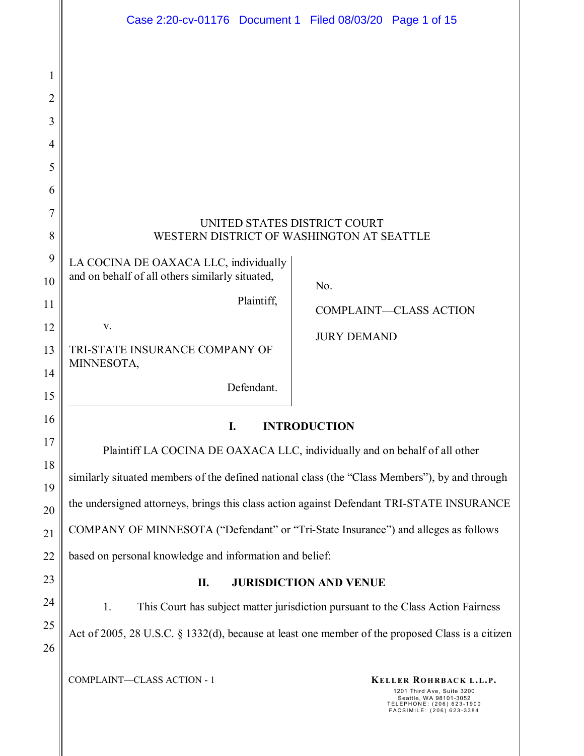UNITED STATES DISTRICT COURT
WESTERN DISTRICT OF WASHINGTON AT SEATTLE

| | |
|---|---|
| LA COCINA DE OAXACA LLC, individually and on behalf of all others similarly situated,<br><br>Plaintiff,<br><br>v.<br><br>TRI-STATE INSURANCE COMPANY OF MINNESOTA,<br><br>Defendant. | No.<br><br>COMPLAINT—CLASS ACTION<br><br>JURY DEMAND |

## I. INTRODUCTION

Plaintiff LA COCINA DE OAXACA LLC, individually and on behalf of all other similarly situated members of the defined national class (the "Class Members"), by and through the undersigned attorneys, brings this class action against Defendant TRI-STATE INSURANCE COMPANY OF MINNESOTA ("Defendant" or "Tri-State Insurance") and alleges as follows based on personal knowledge and information and belief:

## II. JURISDICTION AND VENUE

1. This Court has subject matter jurisdiction pursuant to the Class Action Fairness Act of 2005, 28 U.S.C. § 1332(d), because at least one member of the proposed Class is a citizen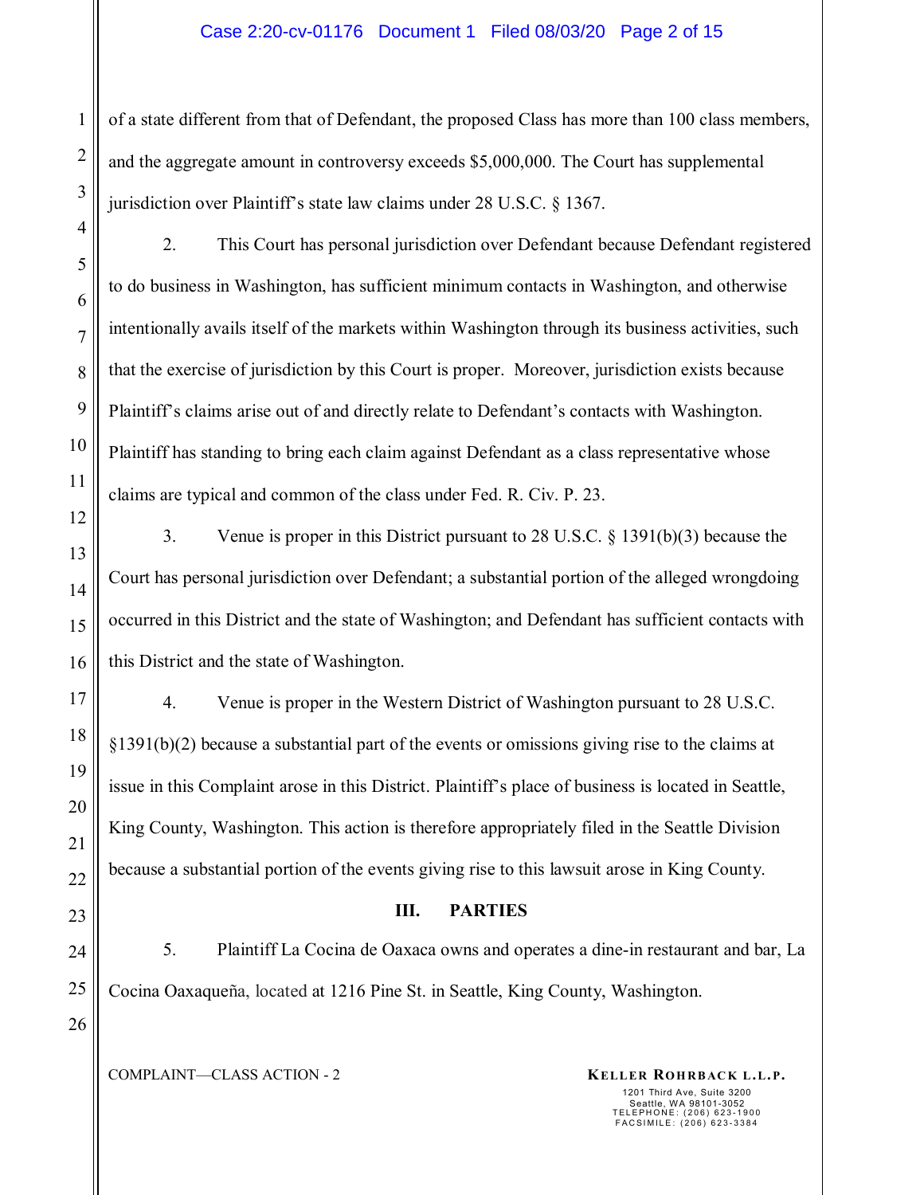of a state different from that of Defendant, the proposed Class has more than 100 class members, and the aggregate amount in controversy exceeds $5,000,000. The Court has supplemental jurisdiction over Plaintiff's state law claims under 28 U.S.C. § 1367.

2. This Court has personal jurisdiction over Defendant because Defendant registered to do business in Washington, has sufficient minimum contacts in Washington, and otherwise intentionally avails itself of the markets within Washington through its business activities, such that the exercise of jurisdiction by this Court is proper. Moreover, jurisdiction exists because Plaintiff's claims arise out of and directly relate to Defendant's contacts with Washington. Plaintiff has standing to bring each claim against Defendant as a class representative whose claims are typical and common of the class under Fed. R. Civ. P. 23.

3. Venue is proper in this District pursuant to 28 U.S.C. § 1391(b)(3) because the Court has personal jurisdiction over Defendant; a substantial portion of the alleged wrongdoing occurred in this District and the state of Washington; and Defendant has sufficient contacts with this District and the state of Washington.

4. Venue is proper in the Western District of Washington pursuant to 28 U.S.C. §1391(b)(2) because a substantial part of the events or omissions giving rise to the claims at issue in this Complaint arose in this District. Plaintiff's place of business is located in Seattle, King County, Washington. This action is therefore appropriately filed in the Seattle Division because a substantial portion of the events giving rise to this lawsuit arose in King County.

## III. PARTIES

5. Plaintiff La Cocina de Oaxaca owns and operates a dine-in restaurant and bar, La Cocina Oaxaqueña, located at 1216 Pine St. in Seattle, King County, Washington.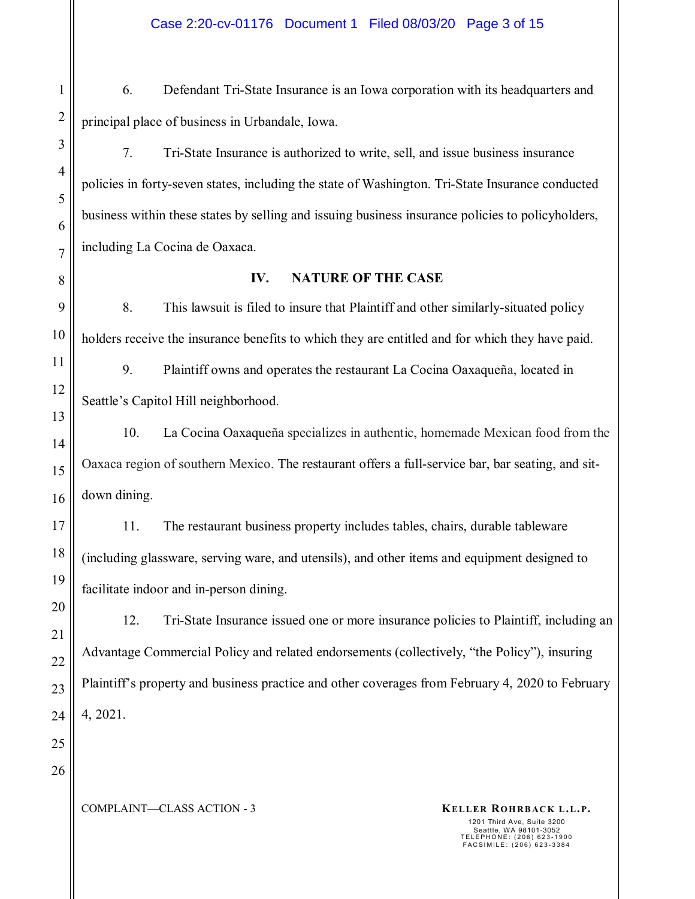6. Defendant Tri-State Insurance is an Iowa corporation with its headquarters and principal place of business in Urbandale, Iowa.

7. Tri-State Insurance is authorized to write, sell, and issue business insurance policies in forty-seven states, including the state of Washington. Tri-State Insurance conducted business within these states by selling and issuing business insurance policies to policyholders, including La Cocina de Oaxaca.

## IV. NATURE OF THE CASE

8. This lawsuit is filed to insure that Plaintiff and other similarly-situated policy holders receive the insurance benefits to which they are entitled and for which they have paid.

9. Plaintiff owns and operates the restaurant La Cocina Oaxaqueña, located in Seattle's Capitol Hill neighborhood.

10. La Cocina Oaxaqueña specializes in authentic, homemade Mexican food from the Oaxaca region of southern Mexico. The restaurant offers a full-service bar, bar seating, and sit-down dining.

11. The restaurant business property includes tables, chairs, durable tableware (including glassware, serving ware, and utensils), and other items and equipment designed to facilitate indoor and in-person dining.

12. Tri-State Insurance issued one or more insurance policies to Plaintiff, including an Advantage Commercial Policy and related endorsements (collectively, "the Policy"), insuring Plaintiff's property and business practice and other coverages from February 4, 2020 to February 4, 2021.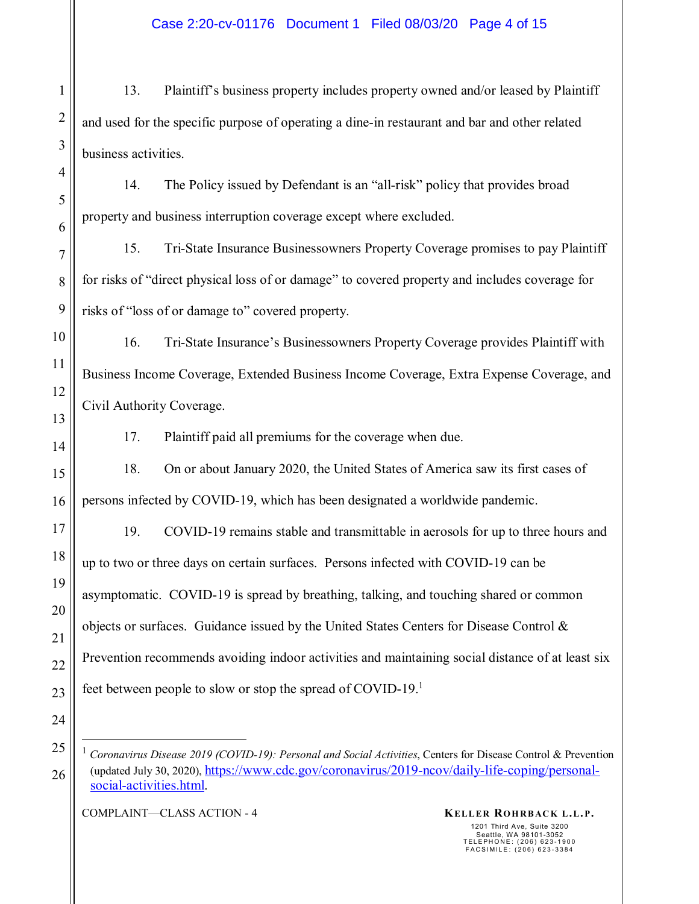13. Plaintiff's business property includes property owned and/or leased by Plaintiff and used for the specific purpose of operating a dine-in restaurant and bar and other related business activities.

14. The Policy issued by Defendant is an "all-risk" policy that provides broad property and business interruption coverage except where excluded.

15. Tri-State Insurance Businessowners Property Coverage promises to pay Plaintiff for risks of "direct physical loss of or damage" to covered property and includes coverage for risks of "loss of or damage to" covered property.

16. Tri-State Insurance's Businessowners Property Coverage provides Plaintiff with Business Income Coverage, Extended Business Income Coverage, Extra Expense Coverage, and Civil Authority Coverage.

17. Plaintiff paid all premiums for the coverage when due.

18. On or about January 2020, the United States of America saw its first cases of persons infected by COVID-19, which has been designated a worldwide pandemic.

19. COVID-19 remains stable and transmittable in aerosols for up to three hours and up to two or three days on certain surfaces. Persons infected with COVID-19 can be asymptomatic. COVID-19 is spread by breathing, talking, and touching shared or common objects or surfaces. Guidance issued by the United States Centers for Disease Control & Prevention recommends avoiding indoor activities and maintaining social distance of at least six feet between people to slow or stop the spread of COVID-19.[1]

---

[1] *Coronavirus Disease 2019 (COVID-19): Personal and Social Activities*, Centers for Disease Control & Prevention (updated July 30, 2020), https://www.cdc.gov/coronavirus/2019-ncov/daily-life-coping/personal-social-activities.html.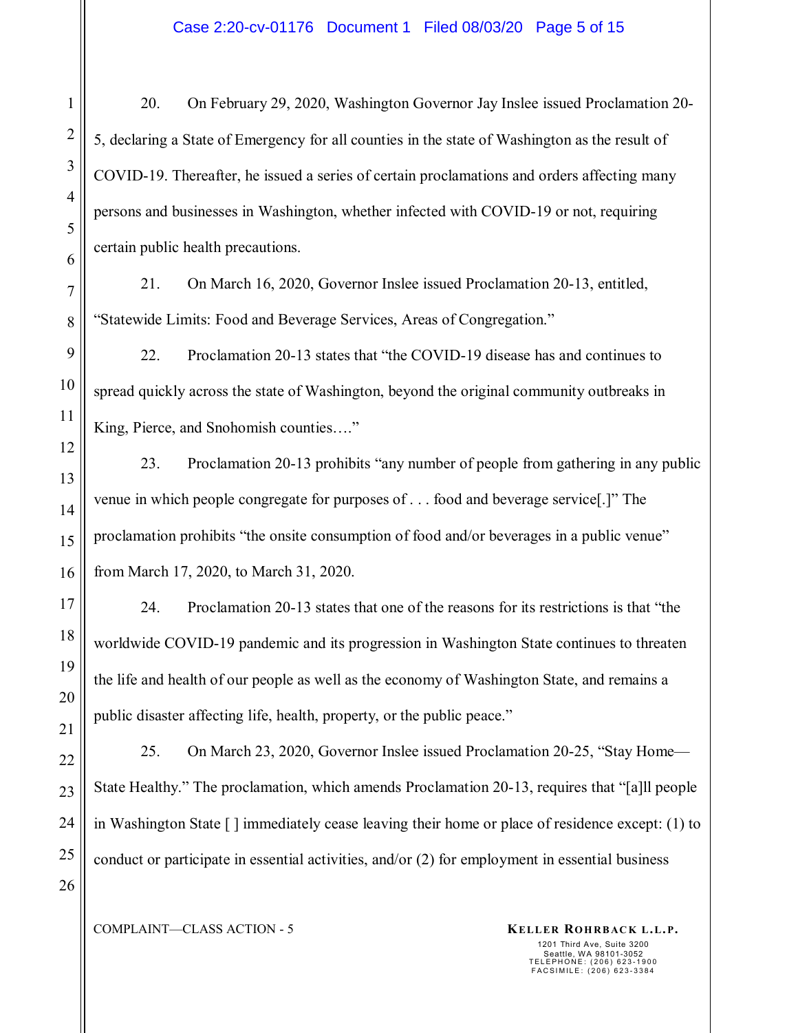20. On February 29, 2020, Washington Governor Jay Inslee issued Proclamation 20-5, declaring a State of Emergency for all counties in the state of Washington as the result of COVID-19. Thereafter, he issued a series of certain proclamations and orders affecting many persons and businesses in Washington, whether infected with COVID-19 or not, requiring certain public health precautions.

21. On March 16, 2020, Governor Inslee issued Proclamation 20-13, entitled, "Statewide Limits: Food and Beverage Services, Areas of Congregation."

22. Proclamation 20-13 states that "the COVID-19 disease has and continues to spread quickly across the state of Washington, beyond the original community outbreaks in King, Pierce, and Snohomish counties…."

23. Proclamation 20-13 prohibits "any number of people from gathering in any public venue in which people congregate for purposes of . . . food and beverage service[.]" The proclamation prohibits "the onsite consumption of food and/or beverages in a public venue" from March 17, 2020, to March 31, 2020.

24. Proclamation 20-13 states that one of the reasons for its restrictions is that "the worldwide COVID-19 pandemic and its progression in Washington State continues to threaten the life and health of our people as well as the economy of Washington State, and remains a public disaster affecting life, health, property, or the public peace."

25. On March 23, 2020, Governor Inslee issued Proclamation 20-25, "Stay Home—State Healthy." The proclamation, which amends Proclamation 20-13, requires that "[a]ll people in Washington State [ ] immediately cease leaving their home or place of residence except: (1) to conduct or participate in essential activities, and/or (2) for employment in essential business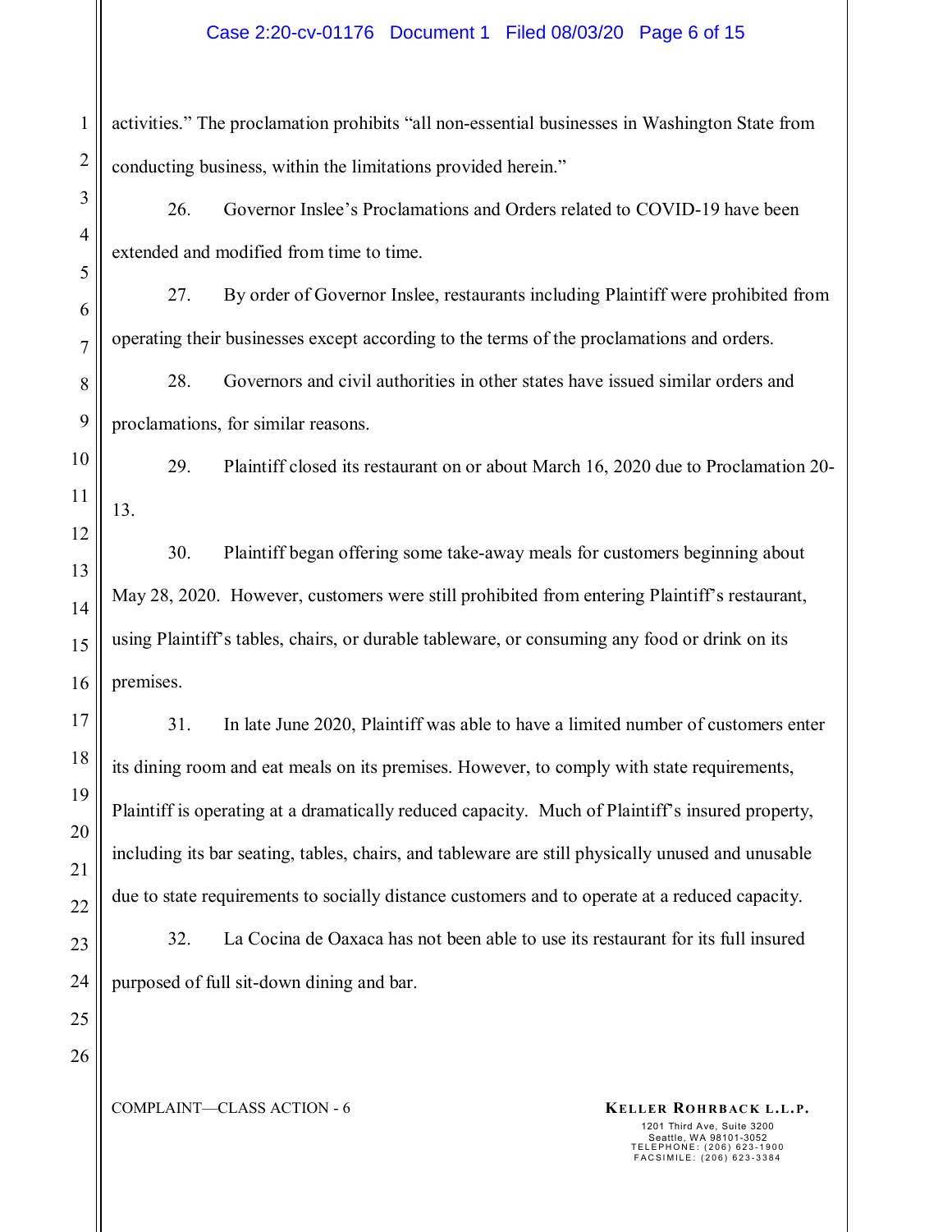activities." The proclamation prohibits "all non-essential businesses in Washington State from conducting business, within the limitations provided herein."

26. Governor Inslee's Proclamations and Orders related to COVID-19 have been extended and modified from time to time.

27. By order of Governor Inslee, restaurants including Plaintiff were prohibited from operating their businesses except according to the terms of the proclamations and orders.

28. Governors and civil authorities in other states have issued similar orders and proclamations, for similar reasons.

29. Plaintiff closed its restaurant on or about March 16, 2020 due to Proclamation 20-13.

30. Plaintiff began offering some take-away meals for customers beginning about May 28, 2020. However, customers were still prohibited from entering Plaintiff's restaurant, using Plaintiff's tables, chairs, or durable tableware, or consuming any food or drink on its premises.

31. In late June 2020, Plaintiff was able to have a limited number of customers enter its dining room and eat meals on its premises. However, to comply with state requirements, Plaintiff is operating at a dramatically reduced capacity. Much of Plaintiff's insured property, including its bar seating, tables, chairs, and tableware are still physically unused and unusable due to state requirements to socially distance customers and to operate at a reduced capacity.

32. La Cocina de Oaxaca has not been able to use its restaurant for its full insured purposed of full sit-down dining and bar.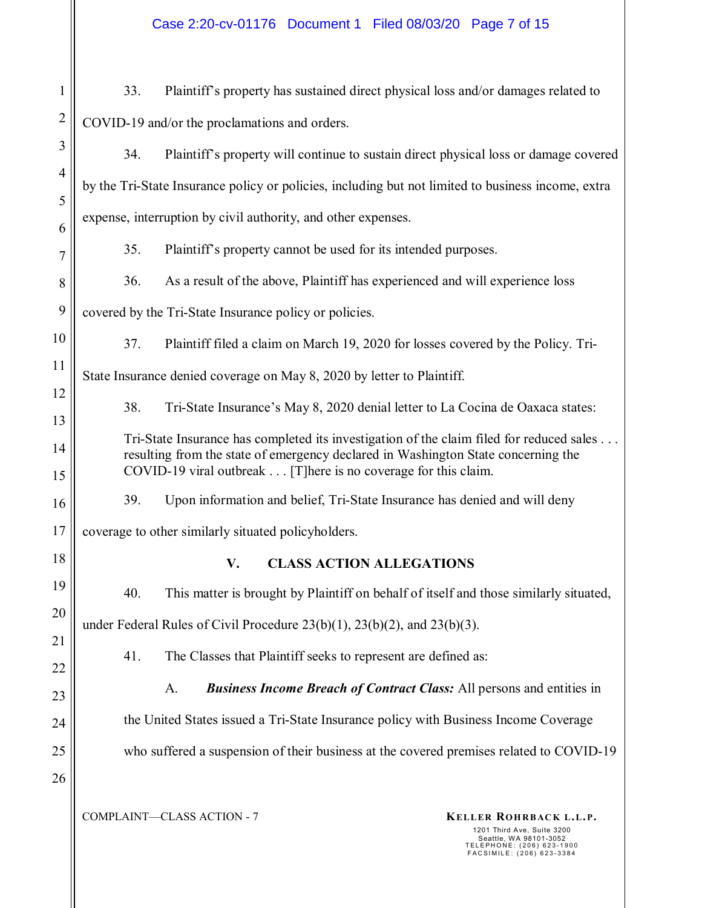33. Plaintiff's property has sustained direct physical loss and/or damages related to COVID-19 and/or the proclamations and orders.

34. Plaintiff's property will continue to sustain direct physical loss or damage covered by the Tri-State Insurance policy or policies, including but not limited to business income, extra expense, interruption by civil authority, and other expenses.

35. Plaintiff's property cannot be used for its intended purposes.

36. As a result of the above, Plaintiff has experienced and will experience loss covered by the Tri-State Insurance policy or policies.

37. Plaintiff filed a claim on March 19, 2020 for losses covered by the Policy. Tri-State Insurance denied coverage on May 8, 2020 by letter to Plaintiff.

38. Tri-State Insurance's May 8, 2020 denial letter to La Cocina de Oaxaca states:

> Tri-State Insurance has completed its investigation of the claim filed for reduced sales . . . resulting from the state of emergency declared in Washington State concerning the COVID-19 viral outbreak . . . [T]here is no coverage for this claim.

39. Upon information and belief, Tri-State Insurance has denied and will deny coverage to other similarly situated policyholders.

## V. CLASS ACTION ALLEGATIONS

40. This matter is brought by Plaintiff on behalf of itself and those similarly situated, under Federal Rules of Civil Procedure 23(b)(1), 23(b)(2), and 23(b)(3).

41. The Classes that Plaintiff seeks to represent are defined as:

A. ***Business Income Breach of Contract Class:*** All persons and entities in the United States issued a Tri-State Insurance policy with Business Income Coverage who suffered a suspension of their business at the covered premises related to COVID-19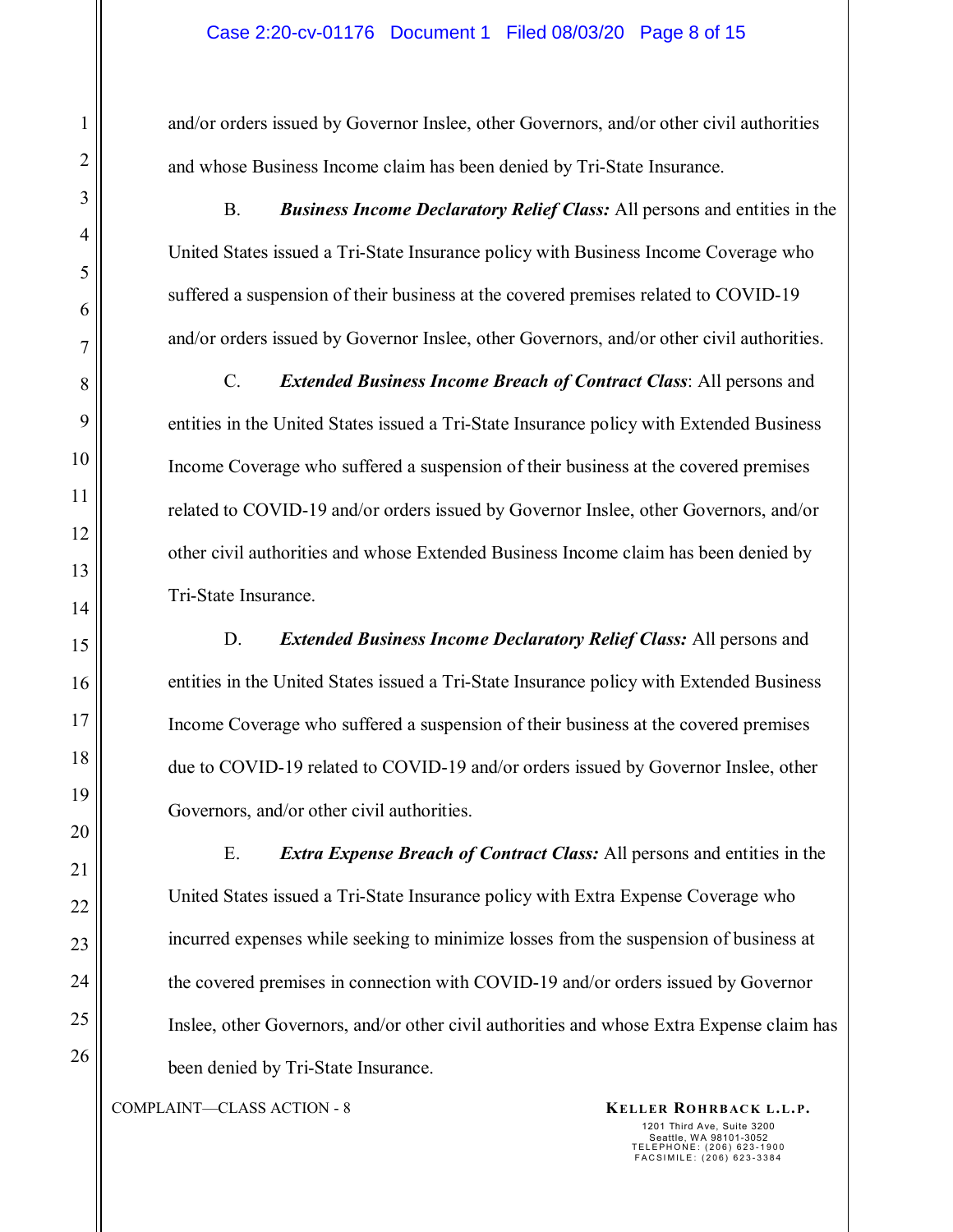and/or orders issued by Governor Inslee, other Governors, and/or other civil authorities and whose Business Income claim has been denied by Tri-State Insurance.

B. ***Business Income Declaratory Relief Class:*** All persons and entities in the United States issued a Tri-State Insurance policy with Business Income Coverage who suffered a suspension of their business at the covered premises related to COVID-19 and/or orders issued by Governor Inslee, other Governors, and/or other civil authorities.

C. ***Extended Business Income Breach of Contract Class***: All persons and entities in the United States issued a Tri-State Insurance policy with Extended Business Income Coverage who suffered a suspension of their business at the covered premises related to COVID-19 and/or orders issued by Governor Inslee, other Governors, and/or other civil authorities and whose Extended Business Income claim has been denied by Tri-State Insurance.

D. ***Extended Business Income Declaratory Relief Class:*** All persons and entities in the United States issued a Tri-State Insurance policy with Extended Business Income Coverage who suffered a suspension of their business at the covered premises due to COVID-19 related to COVID-19 and/or orders issued by Governor Inslee, other Governors, and/or other civil authorities.

E. ***Extra Expense Breach of Contract Class:*** All persons and entities in the United States issued a Tri-State Insurance policy with Extra Expense Coverage who incurred expenses while seeking to minimize losses from the suspension of business at the covered premises in connection with COVID-19 and/or orders issued by Governor Inslee, other Governors, and/or other civil authorities and whose Extra Expense claim has been denied by Tri-State Insurance.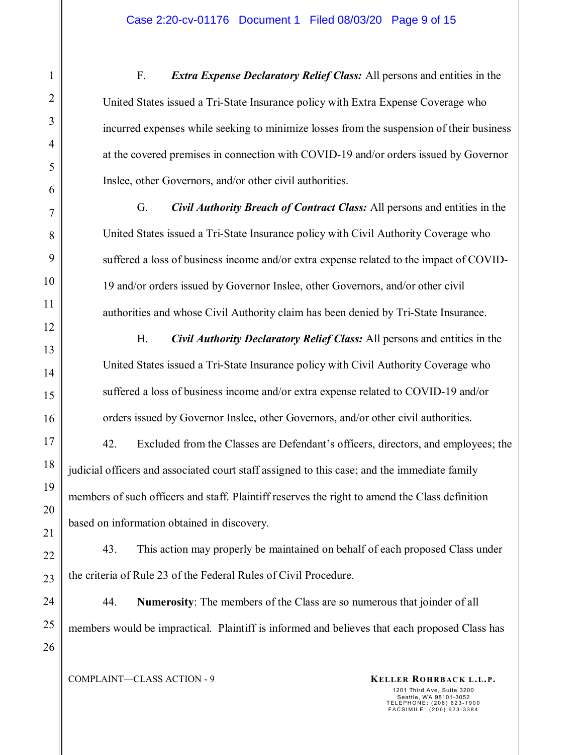F. ***Extra Expense Declaratory Relief Class:*** All persons and entities in the United States issued a Tri-State Insurance policy with Extra Expense Coverage who incurred expenses while seeking to minimize losses from the suspension of their business at the covered premises in connection with COVID-19 and/or orders issued by Governor Inslee, other Governors, and/or other civil authorities.

G. ***Civil Authority Breach of Contract Class:*** All persons and entities in the United States issued a Tri-State Insurance policy with Civil Authority Coverage who suffered a loss of business income and/or extra expense related to the impact of COVID-19 and/or orders issued by Governor Inslee, other Governors, and/or other civil authorities and whose Civil Authority claim has been denied by Tri-State Insurance.

H. ***Civil Authority Declaratory Relief Class:*** All persons and entities in the United States issued a Tri-State Insurance policy with Civil Authority Coverage who suffered a loss of business income and/or extra expense related to COVID-19 and/or orders issued by Governor Inslee, other Governors, and/or other civil authorities.

42. Excluded from the Classes are Defendant's officers, directors, and employees; the judicial officers and associated court staff assigned to this case; and the immediate family members of such officers and staff. Plaintiff reserves the right to amend the Class definition based on information obtained in discovery.

43. This action may properly be maintained on behalf of each proposed Class under the criteria of Rule 23 of the Federal Rules of Civil Procedure.

44. **Numerosity**: The members of the Class are so numerous that joinder of all members would be impractical. Plaintiff is informed and believes that each proposed Class has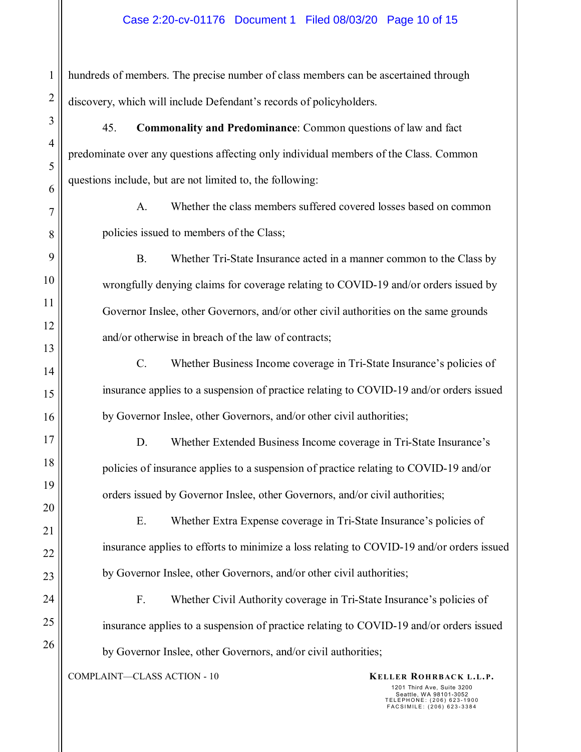hundreds of members. The precise number of class members can be ascertained through discovery, which will include Defendant's records of policyholders.

45. **Commonality and Predominance**: Common questions of law and fact predominate over any questions affecting only individual members of the Class. Common questions include, but are not limited to, the following:

A. Whether the class members suffered covered losses based on common policies issued to members of the Class;

B. Whether Tri-State Insurance acted in a manner common to the Class by wrongfully denying claims for coverage relating to COVID-19 and/or orders issued by Governor Inslee, other Governors, and/or other civil authorities on the same grounds and/or otherwise in breach of the law of contracts;

C. Whether Business Income coverage in Tri-State Insurance's policies of insurance applies to a suspension of practice relating to COVID-19 and/or orders issued by Governor Inslee, other Governors, and/or other civil authorities;

D. Whether Extended Business Income coverage in Tri-State Insurance's policies of insurance applies to a suspension of practice relating to COVID-19 and/or orders issued by Governor Inslee, other Governors, and/or civil authorities;

E. Whether Extra Expense coverage in Tri-State Insurance's policies of insurance applies to efforts to minimize a loss relating to COVID-19 and/or orders issued by Governor Inslee, other Governors, and/or other civil authorities;

F. Whether Civil Authority coverage in Tri-State Insurance's policies of insurance applies to a suspension of practice relating to COVID-19 and/or orders issued by Governor Inslee, other Governors, and/or civil authorities;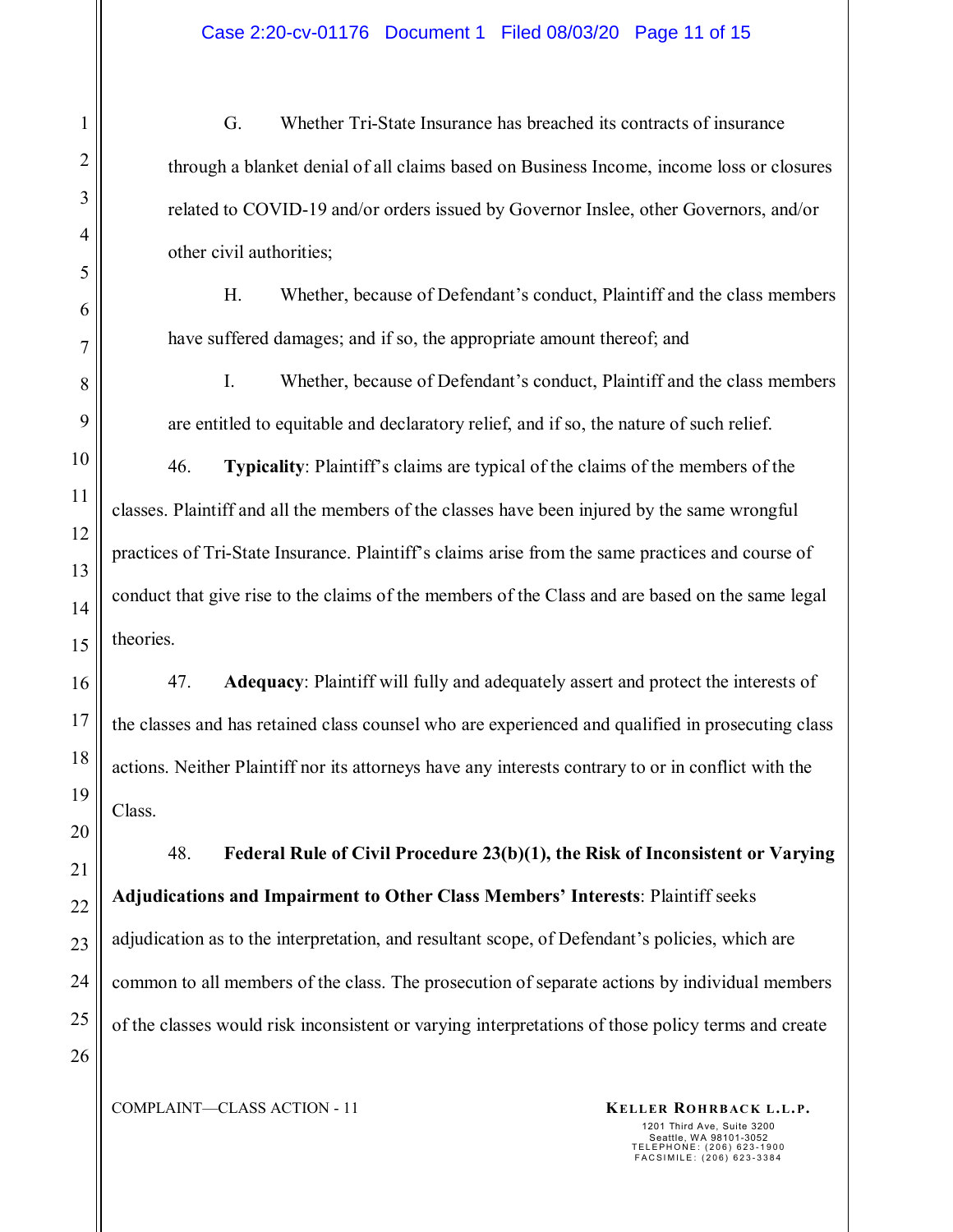G. Whether Tri-State Insurance has breached its contracts of insurance through a blanket denial of all claims based on Business Income, income loss or closures related to COVID-19 and/or orders issued by Governor Inslee, other Governors, and/or other civil authorities;

H. Whether, because of Defendant's conduct, Plaintiff and the class members have suffered damages; and if so, the appropriate amount thereof; and

I. Whether, because of Defendant's conduct, Plaintiff and the class members are entitled to equitable and declaratory relief, and if so, the nature of such relief.

46. **Typicality**: Plaintiff's claims are typical of the claims of the members of the classes. Plaintiff and all the members of the classes have been injured by the same wrongful practices of Tri-State Insurance. Plaintiff's claims arise from the same practices and course of conduct that give rise to the claims of the members of the Class and are based on the same legal theories.

47. **Adequacy**: Plaintiff will fully and adequately assert and protect the interests of the classes and has retained class counsel who are experienced and qualified in prosecuting class actions. Neither Plaintiff nor its attorneys have any interests contrary to or in conflict with the Class.

48. **Federal Rule of Civil Procedure 23(b)(1), the Risk of Inconsistent or Varying Adjudications and Impairment to Other Class Members' Interests**: Plaintiff seeks adjudication as to the interpretation, and resultant scope, of Defendant's policies, which are common to all members of the class. The prosecution of separate actions by individual members of the classes would risk inconsistent or varying interpretations of those policy terms and create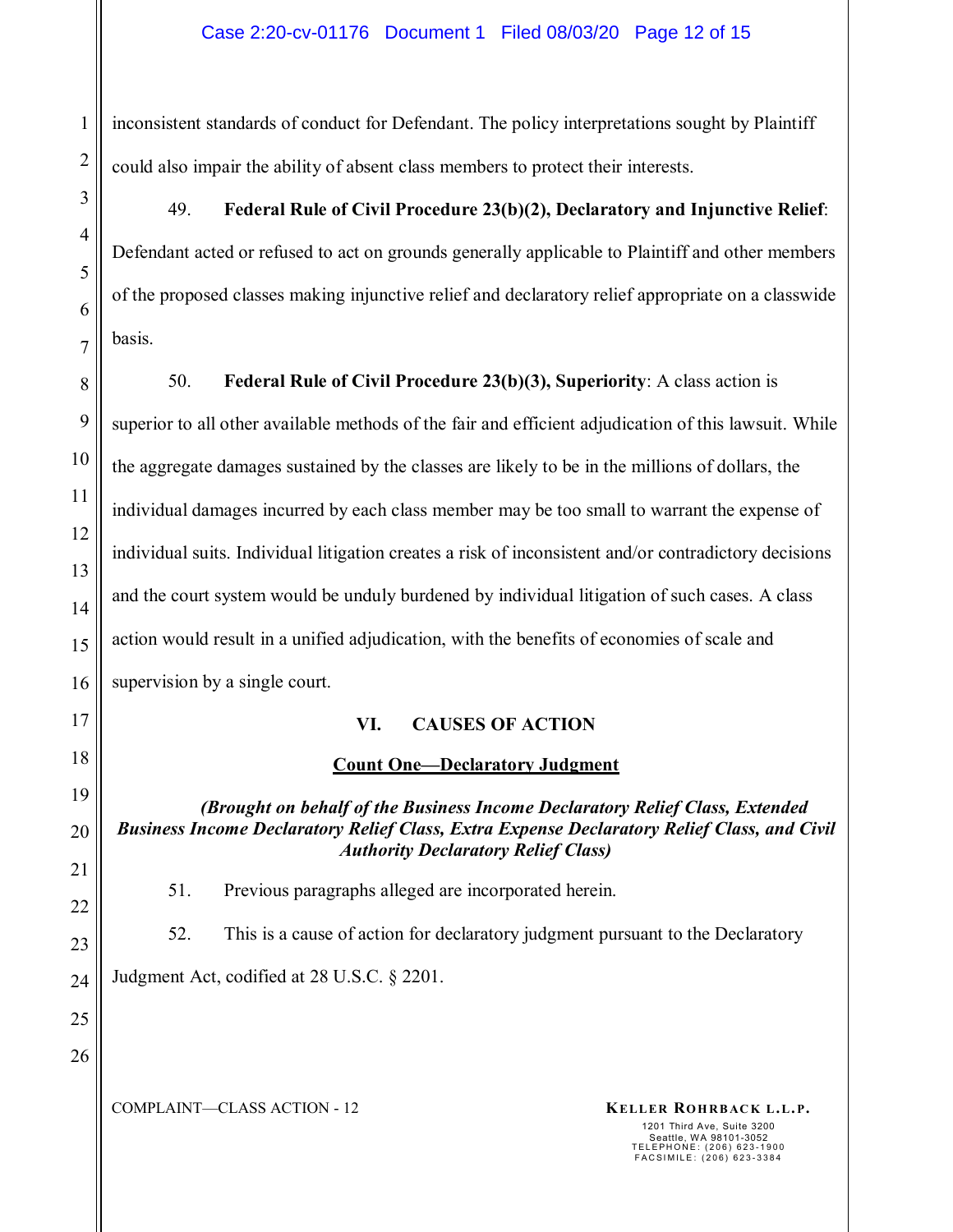inconsistent standards of conduct for Defendant. The policy interpretations sought by Plaintiff could also impair the ability of absent class members to protect their interests.

49. **Federal Rule of Civil Procedure 23(b)(2), Declaratory and Injunctive Relief**: Defendant acted or refused to act on grounds generally applicable to Plaintiff and other members of the proposed classes making injunctive relief and declaratory relief appropriate on a classwide basis.

50. **Federal Rule of Civil Procedure 23(b)(3), Superiority**: A class action is superior to all other available methods of the fair and efficient adjudication of this lawsuit. While the aggregate damages sustained by the classes are likely to be in the millions of dollars, the individual damages incurred by each class member may be too small to warrant the expense of individual suits. Individual litigation creates a risk of inconsistent and/or contradictory decisions and the court system would be unduly burdened by individual litigation of such cases. A class action would result in a unified adjudication, with the benefits of economies of scale and supervision by a single court.

## VI. CAUSES OF ACTION

### Count One—Declaratory Judgment

***(Brought on behalf of the Business Income Declaratory Relief Class, Extended Business Income Declaratory Relief Class, Extra Expense Declaratory Relief Class, and Civil Authority Declaratory Relief Class)***

51. Previous paragraphs alleged are incorporated herein.

52. This is a cause of action for declaratory judgment pursuant to the Declaratory Judgment Act, codified at 28 U.S.C. § 2201.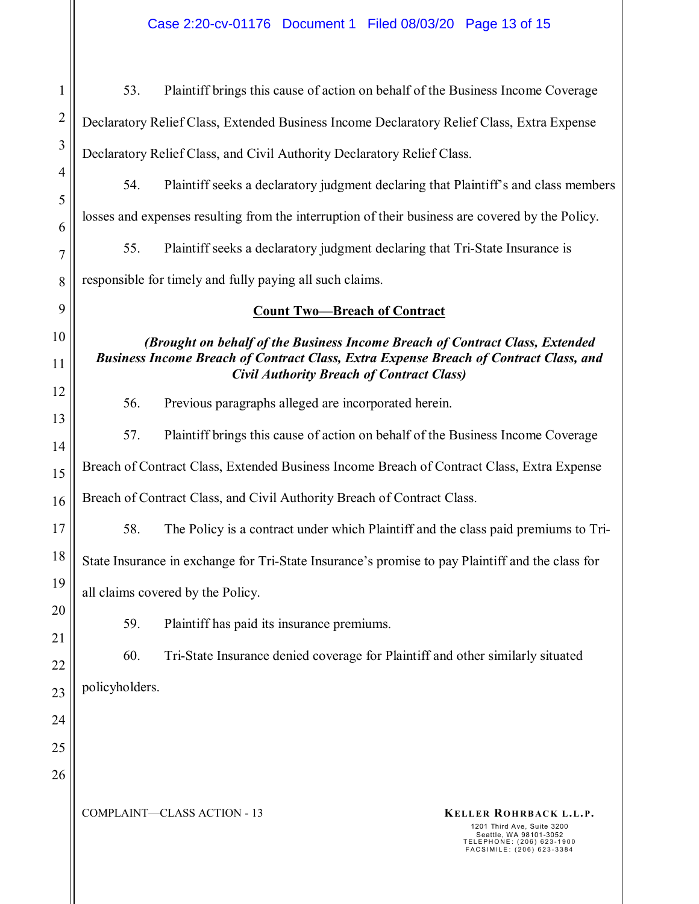53. Plaintiff brings this cause of action on behalf of the Business Income Coverage Declaratory Relief Class, Extended Business Income Declaratory Relief Class, Extra Expense Declaratory Relief Class, and Civil Authority Declaratory Relief Class.

54. Plaintiff seeks a declaratory judgment declaring that Plaintiff's and class members losses and expenses resulting from the interruption of their business are covered by the Policy.

55. Plaintiff seeks a declaratory judgment declaring that Tri-State Insurance is responsible for timely and fully paying all such claims.

**Count Two—Breach of Contract**

***(Brought on behalf of the Business Income Breach of Contract Class, Extended Business Income Breach of Contract Class, Extra Expense Breach of Contract Class, and Civil Authority Breach of Contract Class)***

56. Previous paragraphs alleged are incorporated herein.

57. Plaintiff brings this cause of action on behalf of the Business Income Coverage Breach of Contract Class, Extended Business Income Breach of Contract Class, Extra Expense Breach of Contract Class, and Civil Authority Breach of Contract Class.

58. The Policy is a contract under which Plaintiff and the class paid premiums to Tri-State Insurance in exchange for Tri-State Insurance's promise to pay Plaintiff and the class for all claims covered by the Policy.

59. Plaintiff has paid its insurance premiums.

60. Tri-State Insurance denied coverage for Plaintiff and other similarly situated policyholders.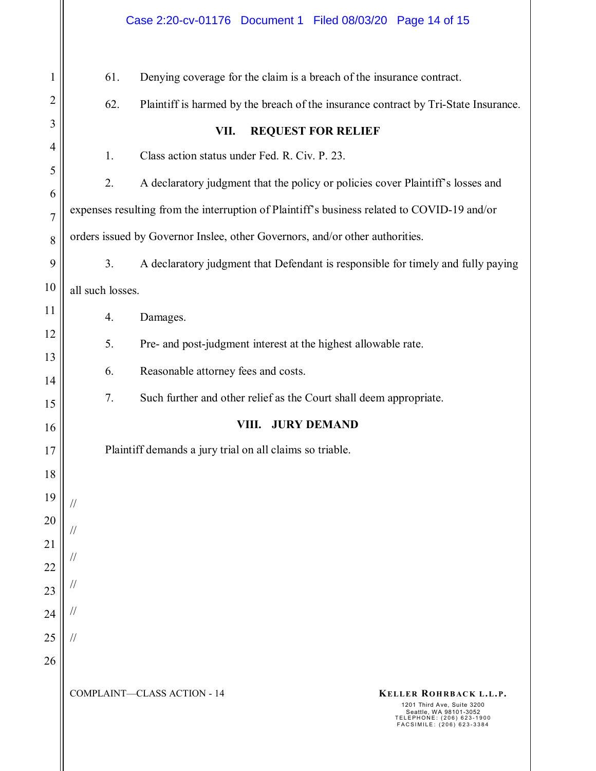61. Denying coverage for the claim is a breach of the insurance contract.

62. Plaintiff is harmed by the breach of the insurance contract by Tri-State Insurance.

## VII. REQUEST FOR RELIEF

1. Class action status under Fed. R. Civ. P. 23.

2. A declaratory judgment that the policy or policies cover Plaintiff's losses and expenses resulting from the interruption of Plaintiff's business related to COVID-19 and/or orders issued by Governor Inslee, other Governors, and/or other authorities.

3. A declaratory judgment that Defendant is responsible for timely and fully paying all such losses.

4. Damages.

5. Pre- and post-judgment interest at the highest allowable rate.

6. Reasonable attorney fees and costs.

7. Such further and other relief as the Court shall deem appropriate.

## VIII. JURY DEMAND

Plaintiff demands a jury trial on all claims so triable.

//

//

//

//

//

//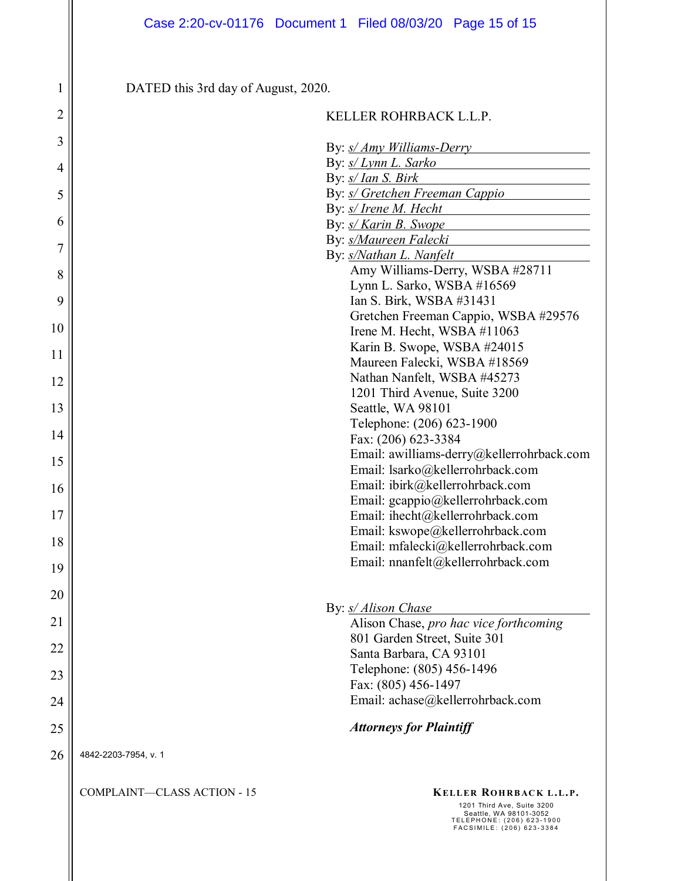DATED this 3rd day of August, 2020.

KELLER ROHRBACK L.L.P.

By: *s/ Amy Williams-Derry*
By: *s/ Lynn L. Sarko*
By: *s/ Ian S. Birk*
By: *s/ Gretchen Freeman Cappio*
By: *s/ Irene M. Hecht*
By: *s/ Karin B. Swope*
By: *s/Maureen Falecki*
By: *s/Nathan L. Nanfelt*

Amy Williams-Derry, WSBA #28711
Lynn L. Sarko, WSBA #16569
Ian S. Birk, WSBA #31431
Gretchen Freeman Cappio, WSBA #29576
Irene M. Hecht, WSBA #11063
Karin B. Swope, WSBA #24015
Maureen Falecki, WSBA #18569
Nathan Nanfelt, WSBA #45273
1201 Third Avenue, Suite 3200
Seattle, WA 98101
Telephone: (206) 623-1900
Fax: (206) 623-3384
Email: awilliams-derry@kellerrohrback.com
Email: lsarko@kellerrohrback.com
Email: ibirk@kellerrohrback.com
Email: gcappio@kellerrohrback.com
Email: ihecht@kellerrohrback.com
Email: kswope@kellerrohrback.com
Email: mfalecki@kellerrohrback.com
Email: nnanfelt@kellerrohrback.com

By: *s/ Alison Chase*
Alison Chase, *pro hac vice forthcoming*
801 Garden Street, Suite 301
Santa Barbara, CA 93101
Telephone: (805) 456-1496
Fax: (805) 456-1497
Email: achase@kellerrohrback.com

***Attorneys for Plaintiff***

4842-2203-7954, v. 1